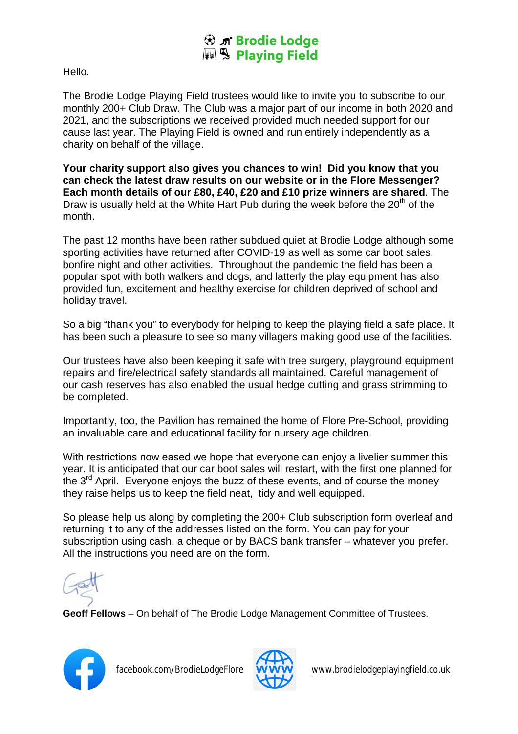# Brodie Lodge Playing Field

Hello.

The Brodie Lodge Playing Field trustees would like to invite you to subscribe to our monthly 200+ Club Draw. The Club was a major part of our income in both 2020 and 2021, and the subscriptions we received provided much needed support for our cause last year. The Playing Field is owned and run entirely independently as a charity on behalf of the village.

**Your charity support also gives you chances to win! Did you know that you can check the latest draw results on our website or in the Flore Messenger? Each month details of our £80, £40, £20 and £10 prize winners are shared**. The Draw is usually held at the White Hart Pub during the week before the 20th of the month.

The past 12 months have been rather subdued quiet at Brodie Lodge although some sporting activities have returned after COVID-19 as well as some car boot sales, bonfire night and other activities. Throughout the pandemic the field has been a popular spot with both walkers and dogs, and latterly the play equipment has also provided fun, excitement and healthy exercise for children deprived of school and holiday travel.

So a big "thank you" to everybody for helping to keep the playing field a safe place. It has been such a pleasure to see so many villagers making good use of the facilities.

Our trustees have also been keeping it safe with tree surgery, playground equipment repairs and fire/electrical safety standards all maintained. Careful management of our cash reserves has also enabled the usual hedge cutting and grass strimming to be completed.

Importantly, too, the Pavilion has remained the home of Flore Pre-School, providing an invaluable care and educational facility for nursery age children.

With restrictions now eased we hope that everyone can enjoy a livelier summer this year. It is anticipated that our car boot sales will restart, with the first one planned for the 3rd April. Everyone enjoys the buzz of these events, and of course the money they raise helps us to keep the field neat, tidy and well equipped.

So please help us along by completing the 200+ Club subscription form overleaf and returning it to any of the addresses listed on the form. You can pay for your subscription using cash, a cheque or by BACS bank transfer – whatever you prefer. All the instructions you need are on the form.

**Geoff Fellows** – On behalf of The Brodie Lodge Management Committee of Trustees.

facebook.com/BrodieLodgeFlore

www.brodielodgeplayingfield.co.uk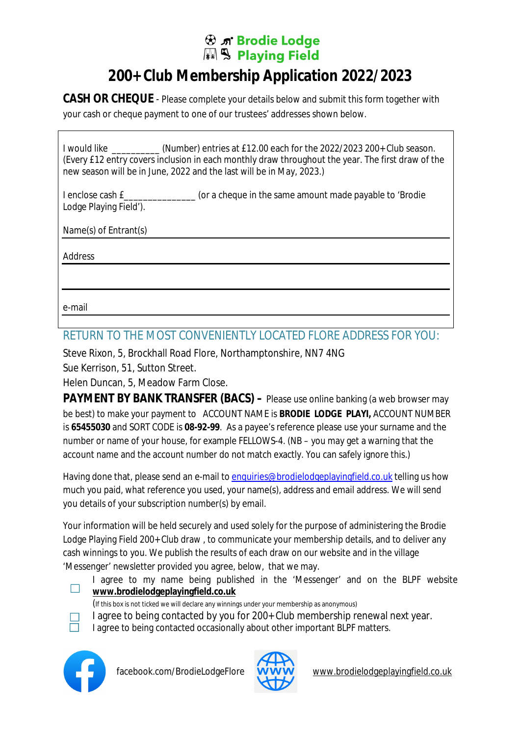# Brodie Lodge Playing Field

# 200+ Club Membership Application 2022/2023

**CASH OR CHEQUE** - Please complete your details below and submit this form together with your cash or cheque payment to one of our trustees' addresses shown below.

I would like __________ (Number) entries at £12.00 each for the 2022/2023 200+ Club season. (Every £12 entry covers inclusion in each monthly draw throughout the year. The first draw of the new season will be in June, 2022 and the last will be in May, 2023.)

I enclose cash £______________ (or a cheque in the same amount made payable to 'Brodie Lodge Playing Field').

Name(s) of Entrant(s) ________________________________

Address ________________________________

________________________________

e-mail ________________________________

## RETURN TO THE MOST CONVENIENTLY LOCATED FLORE ADDRESS FOR YOU:

Steve Rixon, 5, Brockhall Road Flore, Northamptonshire, NN7 4NG

Sue Kerrison, 51, Sutton Street.

Helen Duncan, 5, Meadow Farm Close.

**PAYMENT BY BANK TRANSFER (BACS) –** Please use online banking (a web browser may be best) to make your payment to ACCOUNT NAME is **BRODIE LODGE PLAYI,** ACCOUNT NUMBER is **65455030** and SORT CODE is **08-92-99**. As a payee's reference please use your surname and the number or name of your house, for example FELLOWS-4. (NB – you may get a warning that the account name and the account number do not match exactly. You can safely ignore this.)

Having done that, please send an e-mail to enquiries@brodielodgeplayingfield.co.uk telling us how much you paid, what reference you used, your name(s), address and email address. We will send you details of your subscription number(s) by email.

Your information will be held securely and used solely for the purpose of administering the Brodie Lodge Playing Field 200+ Club draw , to communicate your membership details, and to deliver any cash winnings to you. We publish the results of each draw on our website and in the village 'Messenger' newsletter provided you agree, below, that we may.

- ☐ I agree to my name being published in the 'Messenger' and on the BLPF website **www.brodielodgeplayingfield.co.uk**
  (If this box is not ticked we will declare any winnings under your membership as anonymous)
- ☐ I agree to being contacted by you for 200+ Club membership renewal next year.
- ☐ I agree to being contacted occasionally about other important BLPF matters.

facebook.com/BrodieLodgeFlore

www.brodielodgeplayingfield.co.uk